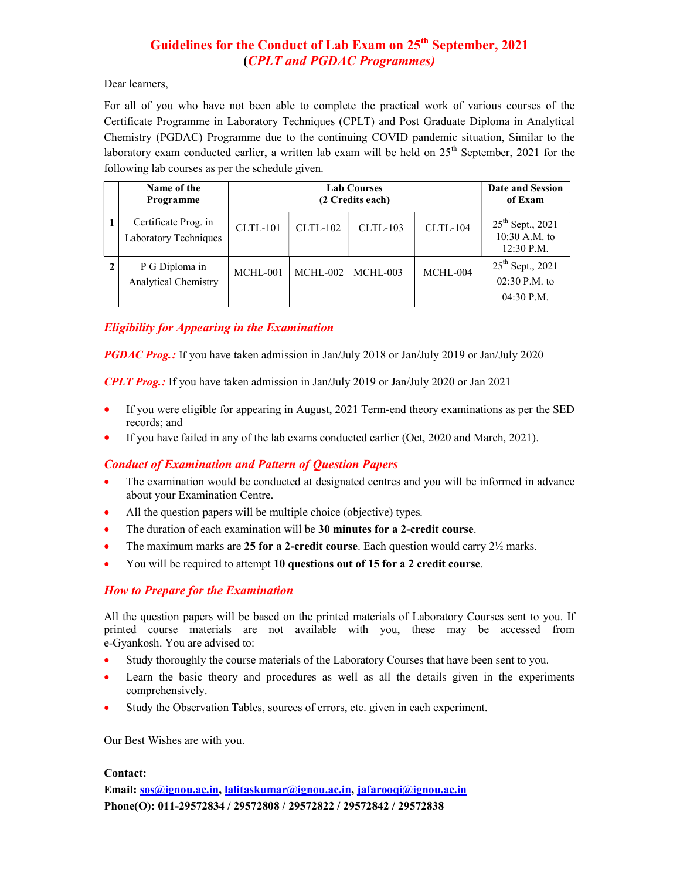# Guidelines for the Conduct of Lab Exam on 25th September, 2021
## (*CPLT and PGDAC Programmes)*

Dear learners,

For all of you who have not been able to complete the practical work of various courses of the Certificate Programme in Laboratory Techniques (CPLT) and Post Graduate Diploma in Analytical Chemistry (PGDAC) Programme due to the continuing COVID pandemic situation, Similar to the laboratory exam conducted earlier, a written lab exam will be held on 25th September, 2021 for the following lab courses as per the schedule given.

| | Name of the Programme | Lab Courses (2 Credits each) | | | | Date and Session of Exam |
|---|---|---|---|---|---|---|
| 1 | Certificate Prog. in Laboratory Techniques | CLTL-101 | CLTL-102 | CLTL-103 | CLTL-104 | 25th Sept., 2021 10:30 A.M. to 12:30 P.M. |
| 2 | P G Diploma in Analytical Chemistry | MCHL-001 | MCHL-002 | MCHL-003 | MCHL-004 | 25th Sept., 2021 02:30 P.M. to 04:30 P.M. |

### *Eligibility for Appearing in the Examination*

***PGDAC Prog.:*** If you have taken admission in Jan/July 2018 or Jan/July 2019 or Jan/July 2020

***CPLT Prog.:*** If you have taken admission in Jan/July 2019 or Jan/July 2020 or Jan 2021

- If you were eligible for appearing in August, 2021 Term-end theory examinations as per the SED records; and
- If you have failed in any of the lab exams conducted earlier (Oct, 2020 and March, 2021).

### *Conduct of Examination and Pattern of Question Papers*

- The examination would be conducted at designated centres and you will be informed in advance about your Examination Centre.
- All the question papers will be multiple choice (objective) types.
- The duration of each examination will be **30 minutes for a 2-credit course**.
- The maximum marks are **25 for a 2-credit course**. Each question would carry 2½ marks.
- You will be required to attempt **10 questions out of 15 for a 2 credit course**.

### *How to Prepare for the Examination*

All the question papers will be based on the printed materials of Laboratory Courses sent to you. If printed course materials are not available with you, these may be accessed from e-Gyankosh. You are advised to:

- Study thoroughly the course materials of the Laboratory Courses that have been sent to you.
- Learn the basic theory and procedures as well as all the details given in the experiments comprehensively.
- Study the Observation Tables, sources of errors, etc. given in each experiment.

Our Best Wishes are with you.

**Contact:**
**Email: sos@ignou.ac.in, lalitaskumar@ignou.ac.in, jafarooqi@ignou.ac.in**
**Phone(O): 011-29572834 / 29572808 / 29572822 / 29572842 / 29572838**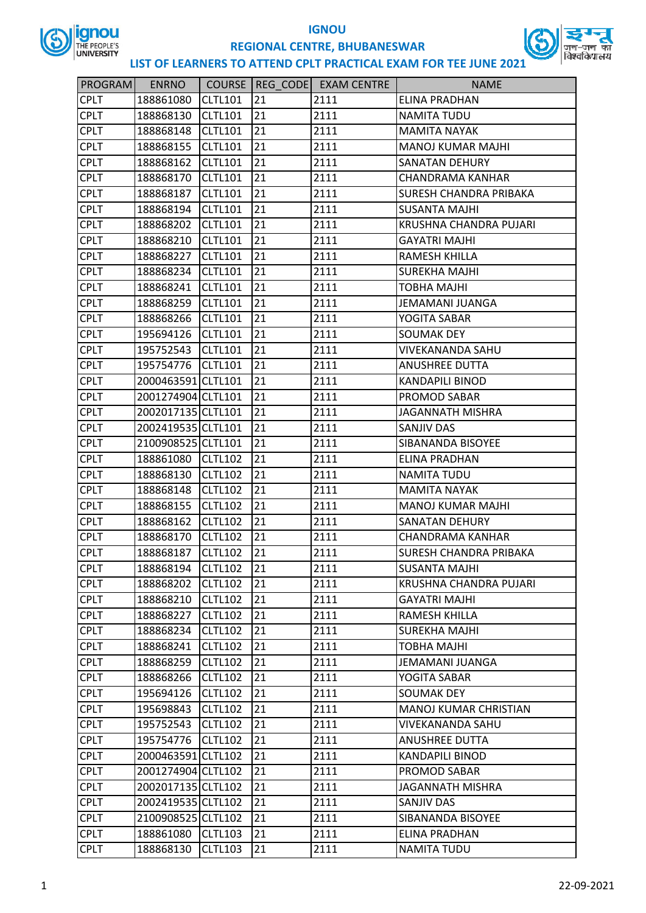# IGNOU

## REGIONAL CENTRE, BHUBANESWAR

### LIST OF LEARNERS TO ATTEND CPLT PRACTICAL EXAM FOR TEE JUNE 2021

| PROGRAM | ENRNO | COURSE | REG_CODE | EXAM CENTRE | NAME |
|---|---|---|---|---|---|
| CPLT | 188861080 | CLTL101 | 21 | 2111 | ELINA PRADHAN |
| CPLT | 188868130 | CLTL101 | 21 | 2111 | NAMITA TUDU |
| CPLT | 188868148 | CLTL101 | 21 | 2111 | MAMITA NAYAK |
| CPLT | 188868155 | CLTL101 | 21 | 2111 | MANOJ KUMAR MAJHI |
| CPLT | 188868162 | CLTL101 | 21 | 2111 | SANATAN DEHURY |
| CPLT | 188868170 | CLTL101 | 21 | 2111 | CHANDRAMA KANHAR |
| CPLT | 188868187 | CLTL101 | 21 | 2111 | SURESH CHANDRA PRIBAKA |
| CPLT | 188868194 | CLTL101 | 21 | 2111 | SUSANTA MAJHI |
| CPLT | 188868202 | CLTL101 | 21 | 2111 | KRUSHNA CHANDRA PUJARI |
| CPLT | 188868210 | CLTL101 | 21 | 2111 | GAYATRI MAJHI |
| CPLT | 188868227 | CLTL101 | 21 | 2111 | RAMESH KHILLA |
| CPLT | 188868234 | CLTL101 | 21 | 2111 | SUREKHA MAJHI |
| CPLT | 188868241 | CLTL101 | 21 | 2111 | TOBHA MAJHI |
| CPLT | 188868259 | CLTL101 | 21 | 2111 | JEMAMANI JUANGA |
| CPLT | 188868266 | CLTL101 | 21 | 2111 | YOGITA SABAR |
| CPLT | 195694126 | CLTL101 | 21 | 2111 | SOUMAK DEY |
| CPLT | 195752543 | CLTL101 | 21 | 2111 | VIVEKANANDA SAHU |
| CPLT | 195754776 | CLTL101 | 21 | 2111 | ANUSHREE DUTTA |
| CPLT | 2000463591 | CLTL101 | 21 | 2111 | KANDAPILI BINOD |
| CPLT | 2001274904 | CLTL101 | 21 | 2111 | PROMOD SABAR |
| CPLT | 2002017135 | CLTL101 | 21 | 2111 | JAGANNATH MISHRA |
| CPLT | 2002419535 | CLTL101 | 21 | 2111 | SANJIV DAS |
| CPLT | 2100908525 | CLTL101 | 21 | 2111 | SIBANANDA BISOYEE |
| CPLT | 188861080 | CLTL102 | 21 | 2111 | ELINA PRADHAN |
| CPLT | 188868130 | CLTL102 | 21 | 2111 | NAMITA TUDU |
| CPLT | 188868148 | CLTL102 | 21 | 2111 | MAMITA NAYAK |
| CPLT | 188868155 | CLTL102 | 21 | 2111 | MANOJ KUMAR MAJHI |
| CPLT | 188868162 | CLTL102 | 21 | 2111 | SANATAN DEHURY |
| CPLT | 188868170 | CLTL102 | 21 | 2111 | CHANDRAMA KANHAR |
| CPLT | 188868187 | CLTL102 | 21 | 2111 | SURESH CHANDRA PRIBAKA |
| CPLT | 188868194 | CLTL102 | 21 | 2111 | SUSANTA MAJHI |
| CPLT | 188868202 | CLTL102 | 21 | 2111 | KRUSHNA CHANDRA PUJARI |
| CPLT | 188868210 | CLTL102 | 21 | 2111 | GAYATRI MAJHI |
| CPLT | 188868227 | CLTL102 | 21 | 2111 | RAMESH KHILLA |
| CPLT | 188868234 | CLTL102 | 21 | 2111 | SUREKHA MAJHI |
| CPLT | 188868241 | CLTL102 | 21 | 2111 | TOBHA MAJHI |
| CPLT | 188868259 | CLTL102 | 21 | 2111 | JEMAMANI JUANGA |
| CPLT | 188868266 | CLTL102 | 21 | 2111 | YOGITA SABAR |
| CPLT | 195694126 | CLTL102 | 21 | 2111 | SOUMAK DEY |
| CPLT | 195698843 | CLTL102 | 21 | 2111 | MANOJ KUMAR CHRISTIAN |
| CPLT | 195752543 | CLTL102 | 21 | 2111 | VIVEKANANDA SAHU |
| CPLT | 195754776 | CLTL102 | 21 | 2111 | ANUSHREE DUTTA |
| CPLT | 2000463591 | CLTL102 | 21 | 2111 | KANDAPILI BINOD |
| CPLT | 2001274904 | CLTL102 | 21 | 2111 | PROMOD SABAR |
| CPLT | 2002017135 | CLTL102 | 21 | 2111 | JAGANNATH MISHRA |
| CPLT | 2002419535 | CLTL102 | 21 | 2111 | SANJIV DAS |
| CPLT | 2100908525 | CLTL102 | 21 | 2111 | SIBANANDA BISOYEE |
| CPLT | 188861080 | CLTL103 | 21 | 2111 | ELINA PRADHAN |
| CPLT | 188868130 | CLTL103 | 21 | 2111 | NAMITA TUDU |

22-09-2021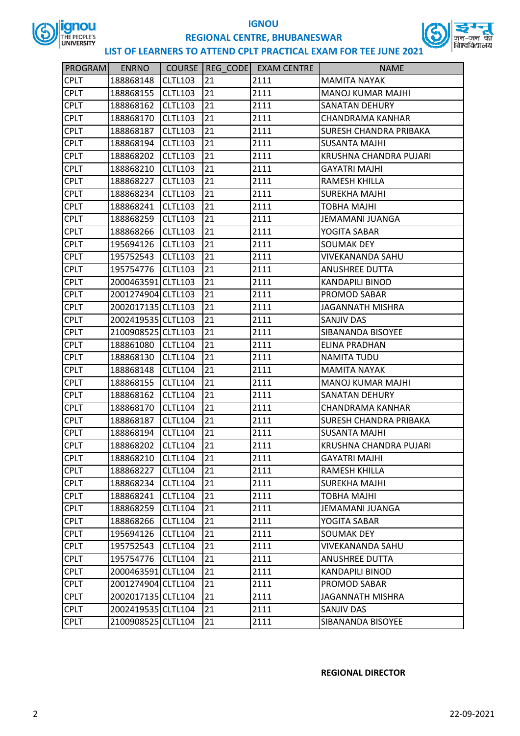# IGNOU

## REGIONAL CENTRE, BHUBANESWAR

### LIST OF LEARNERS TO ATTEND CPLT PRACTICAL EXAM FOR TEE JUNE 2021

| PROGRAM | ENRNO | COURSE | REG_CODE | EXAM CENTRE | NAME |
|---|---|---|---|---|---|
| CPLT | 188868148 | CLTL103 | 21 | 2111 | MAMITA NAYAK |
| CPLT | 188868155 | CLTL103 | 21 | 2111 | MANOJ KUMAR MAJHI |
| CPLT | 188868162 | CLTL103 | 21 | 2111 | SANATAN DEHURY |
| CPLT | 188868170 | CLTL103 | 21 | 2111 | CHANDRAMA KANHAR |
| CPLT | 188868187 | CLTL103 | 21 | 2111 | SURESH CHANDRA PRIBAKA |
| CPLT | 188868194 | CLTL103 | 21 | 2111 | SUSANTA MAJHI |
| CPLT | 188868202 | CLTL103 | 21 | 2111 | KRUSHNA CHANDRA PUJARI |
| CPLT | 188868210 | CLTL103 | 21 | 2111 | GAYATRI MAJHI |
| CPLT | 188868227 | CLTL103 | 21 | 2111 | RAMESH KHILLA |
| CPLT | 188868234 | CLTL103 | 21 | 2111 | SUREKHA MAJHI |
| CPLT | 188868241 | CLTL103 | 21 | 2111 | TOBHA MAJHI |
| CPLT | 188868259 | CLTL103 | 21 | 2111 | JEMAMANI JUANGA |
| CPLT | 188868266 | CLTL103 | 21 | 2111 | YOGITA SABAR |
| CPLT | 195694126 | CLTL103 | 21 | 2111 | SOUMAK DEY |
| CPLT | 195752543 | CLTL103 | 21 | 2111 | VIVEKANANDA SAHU |
| CPLT | 195754776 | CLTL103 | 21 | 2111 | ANUSHREE DUTTA |
| CPLT | 2000463591 | CLTL103 | 21 | 2111 | KANDAPILI BINOD |
| CPLT | 2001274904 | CLTL103 | 21 | 2111 | PROMOD SABAR |
| CPLT | 2002017135 | CLTL103 | 21 | 2111 | JAGANNATH MISHRA |
| CPLT | 2002419535 | CLTL103 | 21 | 2111 | SANJIV DAS |
| CPLT | 2100908525 | CLTL103 | 21 | 2111 | SIBANANDA BISOYEE |
| CPLT | 188861080 | CLTL104 | 21 | 2111 | ELINA PRADHAN |
| CPLT | 188868130 | CLTL104 | 21 | 2111 | NAMITA TUDU |
| CPLT | 188868148 | CLTL104 | 21 | 2111 | MAMITA NAYAK |
| CPLT | 188868155 | CLTL104 | 21 | 2111 | MANOJ KUMAR MAJHI |
| CPLT | 188868162 | CLTL104 | 21 | 2111 | SANATAN DEHURY |
| CPLT | 188868170 | CLTL104 | 21 | 2111 | CHANDRAMA KANHAR |
| CPLT | 188868187 | CLTL104 | 21 | 2111 | SURESH CHANDRA PRIBAKA |
| CPLT | 188868194 | CLTL104 | 21 | 2111 | SUSANTA MAJHI |
| CPLT | 188868202 | CLTL104 | 21 | 2111 | KRUSHNA CHANDRA PUJARI |
| CPLT | 188868210 | CLTL104 | 21 | 2111 | GAYATRI MAJHI |
| CPLT | 188868227 | CLTL104 | 21 | 2111 | RAMESH KHILLA |
| CPLT | 188868234 | CLTL104 | 21 | 2111 | SUREKHA MAJHI |
| CPLT | 188868241 | CLTL104 | 21 | 2111 | TOBHA MAJHI |
| CPLT | 188868259 | CLTL104 | 21 | 2111 | JEMAMANI JUANGA |
| CPLT | 188868266 | CLTL104 | 21 | 2111 | YOGITA SABAR |
| CPLT | 195694126 | CLTL104 | 21 | 2111 | SOUMAK DEY |
| CPLT | 195752543 | CLTL104 | 21 | 2111 | VIVEKANANDA SAHU |
| CPLT | 195754776 | CLTL104 | 21 | 2111 | ANUSHREE DUTTA |
| CPLT | 2000463591 | CLTL104 | 21 | 2111 | KANDAPILI BINOD |
| CPLT | 2001274904 | CLTL104 | 21 | 2111 | PROMOD SABAR |
| CPLT | 2002017135 | CLTL104 | 21 | 2111 | JAGANNATH MISHRA |
| CPLT | 2002419535 | CLTL104 | 21 | 2111 | SANJIV DAS |
| CPLT | 2100908525 | CLTL104 | 21 | 2111 | SIBANANDA BISOYEE |

**REGIONAL DIRECTOR**

22-09-2021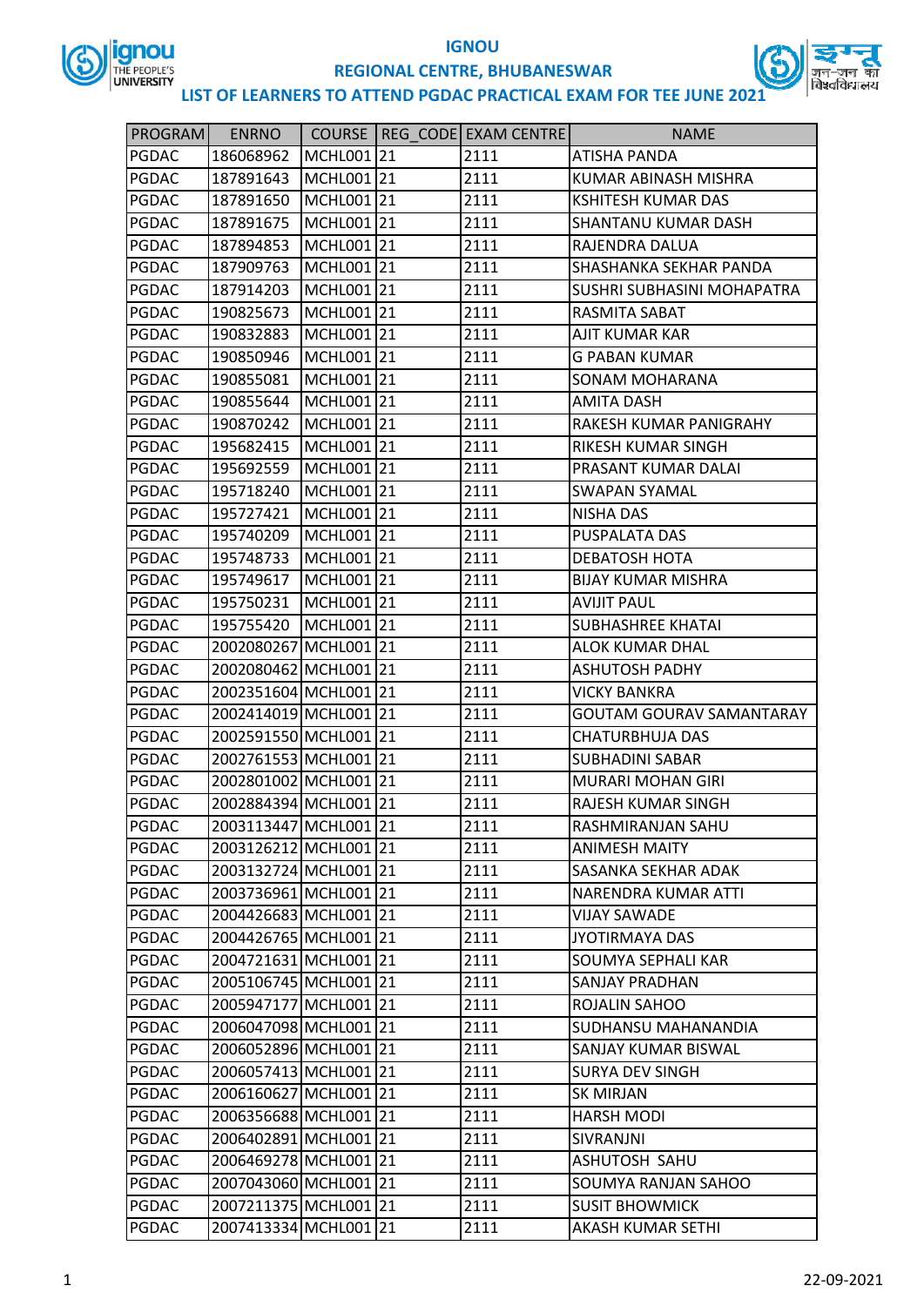# IGNOU

## REGIONAL CENTRE, BHUBANESWAR

### LIST OF LEARNERS TO ATTEND PGDAC PRACTICAL EXAM FOR TEE JUNE 2021

| PROGRAM | ENRNO | COURSE | REG_CODE | EXAM CENTRE | NAME |
|---|---|---|---|---|---|
| PGDAC | 186068962 | MCHL001 | 21 | 2111 | ATISHA PANDA |
| PGDAC | 187891643 | MCHL001 | 21 | 2111 | KUMAR ABINASH MISHRA |
| PGDAC | 187891650 | MCHL001 | 21 | 2111 | KSHITESH KUMAR DAS |
| PGDAC | 187891675 | MCHL001 | 21 | 2111 | SHANTANU KUMAR DASH |
| PGDAC | 187894853 | MCHL001 | 21 | 2111 | RAJENDRA DALUA |
| PGDAC | 187909763 | MCHL001 | 21 | 2111 | SHASHANKA SEKHAR PANDA |
| PGDAC | 187914203 | MCHL001 | 21 | 2111 | SUSHRI SUBHASINI MOHAPATRA |
| PGDAC | 190825673 | MCHL001 | 21 | 2111 | RASMITA SABAT |
| PGDAC | 190832883 | MCHL001 | 21 | 2111 | AJIT KUMAR KAR |
| PGDAC | 190850946 | MCHL001 | 21 | 2111 | G PABAN KUMAR |
| PGDAC | 190855081 | MCHL001 | 21 | 2111 | SONAM MOHARANA |
| PGDAC | 190855644 | MCHL001 | 21 | 2111 | AMITA DASH |
| PGDAC | 190870242 | MCHL001 | 21 | 2111 | RAKESH KUMAR PANIGRAHY |
| PGDAC | 195682415 | MCHL001 | 21 | 2111 | RIKESH KUMAR SINGH |
| PGDAC | 195692559 | MCHL001 | 21 | 2111 | PRASANT KUMAR DALAI |
| PGDAC | 195718240 | MCHL001 | 21 | 2111 | SWAPAN SYAMAL |
| PGDAC | 195727421 | MCHL001 | 21 | 2111 | NISHA DAS |
| PGDAC | 195740209 | MCHL001 | 21 | 2111 | PUSPALATA DAS |
| PGDAC | 195748733 | MCHL001 | 21 | 2111 | DEBATOSH HOTA |
| PGDAC | 195749617 | MCHL001 | 21 | 2111 | BIJAY KUMAR MISHRA |
| PGDAC | 195750231 | MCHL001 | 21 | 2111 | AVIJIT PAUL |
| PGDAC | 195755420 | MCHL001 | 21 | 2111 | SUBHASHREE KHATAI |
| PGDAC | 2002080267 | MCHL001 | 21 | 2111 | ALOK KUMAR DHAL |
| PGDAC | 2002080462 | MCHL001 | 21 | 2111 | ASHUTOSH PADHY |
| PGDAC | 2002351604 | MCHL001 | 21 | 2111 | VICKY BANKRA |
| PGDAC | 2002414019 | MCHL001 | 21 | 2111 | GOUTAM GOURAV SAMANTARAY |
| PGDAC | 2002591550 | MCHL001 | 21 | 2111 | CHATURBHUJA DAS |
| PGDAC | 2002761553 | MCHL001 | 21 | 2111 | SUBHADINI SABAR |
| PGDAC | 2002801002 | MCHL001 | 21 | 2111 | MURARI MOHAN GIRI |
| PGDAC | 2002884394 | MCHL001 | 21 | 2111 | RAJESH KUMAR SINGH |
| PGDAC | 2003113447 | MCHL001 | 21 | 2111 | RASHMIRANJAN SAHU |
| PGDAC | 2003126212 | MCHL001 | 21 | 2111 | ANIMESH MAITY |
| PGDAC | 2003132724 | MCHL001 | 21 | 2111 | SASANKA SEKHAR ADAK |
| PGDAC | 2003736961 | MCHL001 | 21 | 2111 | NARENDRA KUMAR ATTI |
| PGDAC | 2004426683 | MCHL001 | 21 | 2111 | VIJAY SAWADE |
| PGDAC | 2004426765 | MCHL001 | 21 | 2111 | JYOTIRMAYA DAS |
| PGDAC | 2004721631 | MCHL001 | 21 | 2111 | SOUMYA SEPHALI KAR |
| PGDAC | 2005106745 | MCHL001 | 21 | 2111 | SANJAY PRADHAN |
| PGDAC | 2005947177 | MCHL001 | 21 | 2111 | ROJALIN SAHOO |
| PGDAC | 2006047098 | MCHL001 | 21 | 2111 | SUDHANSU MAHANANDIA |
| PGDAC | 2006052896 | MCHL001 | 21 | 2111 | SANJAY KUMAR BISWAL |
| PGDAC | 2006057413 | MCHL001 | 21 | 2111 | SURYA DEV SINGH |
| PGDAC | 2006160627 | MCHL001 | 21 | 2111 | SK MIRJAN |
| PGDAC | 2006356688 | MCHL001 | 21 | 2111 | HARSH MODI |
| PGDAC | 2006402891 | MCHL001 | 21 | 2111 | SIVRANJNI |
| PGDAC | 2006469278 | MCHL001 | 21 | 2111 | ASHUTOSH SAHU |
| PGDAC | 2007043060 | MCHL001 | 21 | 2111 | SOUMYA RANJAN SAHOO |
| PGDAC | 2007211375 | MCHL001 | 21 | 2111 | SUSIT BHOWMICK |
| PGDAC | 2007413334 | MCHL001 | 21 | 2111 | AKASH KUMAR SETHI |

22-09-2021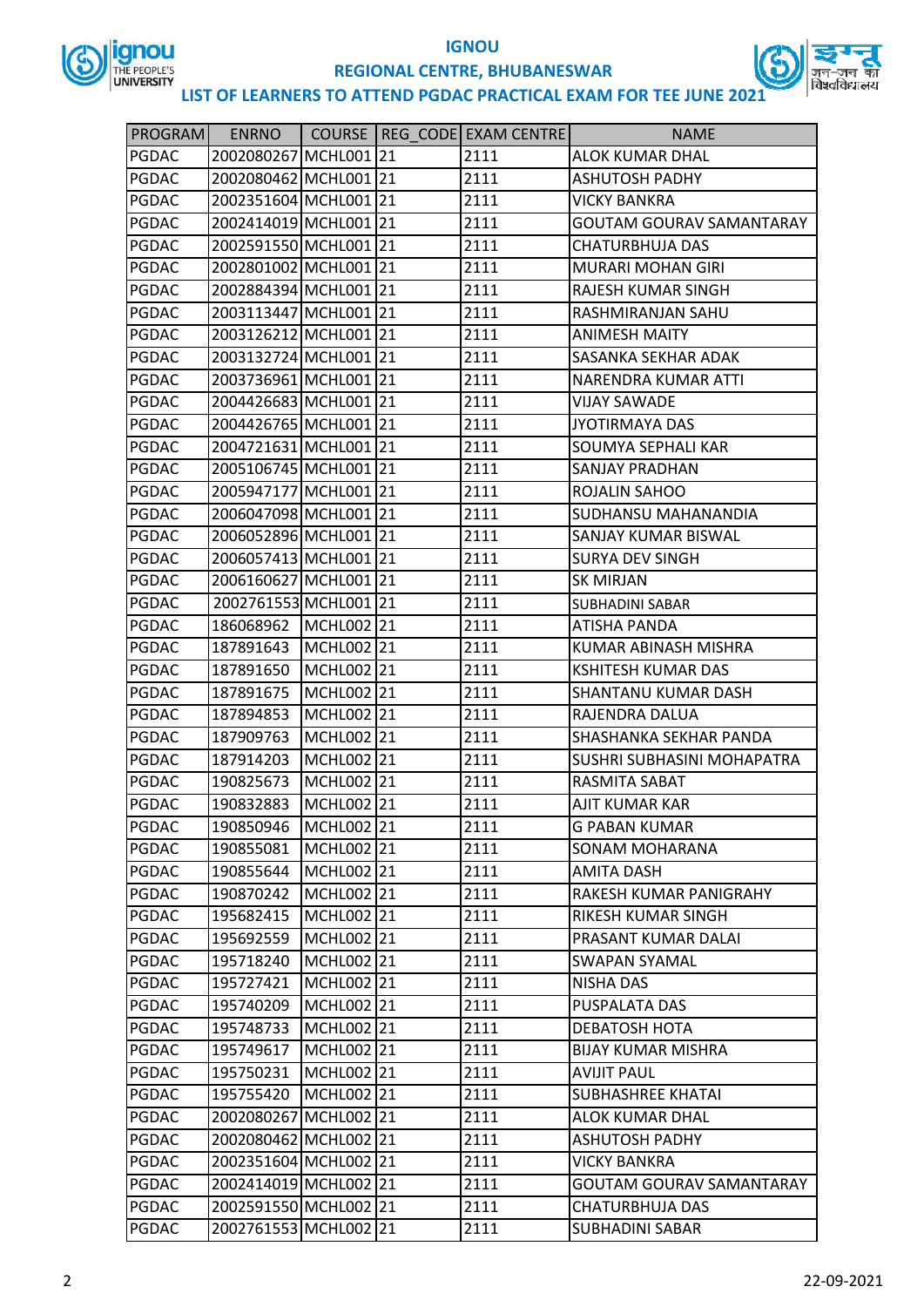# IGNOU

## REGIONAL CENTRE, BHUBANESWAR

### LIST OF LEARNERS TO ATTEND PGDAC PRACTICAL EXAM FOR TEE JUNE 2021

| PROGRAM | ENRNO | COURSE | REG_CODE | EXAM CENTRE | NAME |
|---|---|---|---|---|---|
| PGDAC | 2002080267 | MCHL001 | 21 | 2111 | ALOK KUMAR DHAL |
| PGDAC | 2002080462 | MCHL001 | 21 | 2111 | ASHUTOSH PADHY |
| PGDAC | 2002351604 | MCHL001 | 21 | 2111 | VICKY BANKRA |
| PGDAC | 2002414019 | MCHL001 | 21 | 2111 | GOUTAM GOURAV SAMANTARAY |
| PGDAC | 2002591550 | MCHL001 | 21 | 2111 | CHATURBHUJA DAS |
| PGDAC | 2002801002 | MCHL001 | 21 | 2111 | MURARI MOHAN GIRI |
| PGDAC | 2002884394 | MCHL001 | 21 | 2111 | RAJESH KUMAR SINGH |
| PGDAC | 2003113447 | MCHL001 | 21 | 2111 | RASHMIRANJAN SAHU |
| PGDAC | 2003126212 | MCHL001 | 21 | 2111 | ANIMESH MAITY |
| PGDAC | 2003132724 | MCHL001 | 21 | 2111 | SASANKA SEKHAR ADAK |
| PGDAC | 2003736961 | MCHL001 | 21 | 2111 | NARENDRA KUMAR ATTI |
| PGDAC | 2004426683 | MCHL001 | 21 | 2111 | VIJAY SAWADE |
| PGDAC | 2004426765 | MCHL001 | 21 | 2111 | JYOTIRMAYA DAS |
| PGDAC | 2004721631 | MCHL001 | 21 | 2111 | SOUMYA SEPHALI KAR |
| PGDAC | 2005106745 | MCHL001 | 21 | 2111 | SANJAY PRADHAN |
| PGDAC | 2005947177 | MCHL001 | 21 | 2111 | ROJALIN SAHOO |
| PGDAC | 2006047098 | MCHL001 | 21 | 2111 | SUDHANSU MAHANANDIA |
| PGDAC | 2006052896 | MCHL001 | 21 | 2111 | SANJAY KUMAR BISWAL |
| PGDAC | 2006057413 | MCHL001 | 21 | 2111 | SURYA DEV SINGH |
| PGDAC | 2006160627 | MCHL001 | 21 | 2111 | SK MIRJAN |
| PGDAC | 2002761553 | MCHL001 | 21 | 2111 | SUBHADINI SABAR |
| PGDAC | 186068962 | MCHL002 | 21 | 2111 | ATISHA PANDA |
| PGDAC | 187891643 | MCHL002 | 21 | 2111 | KUMAR ABINASH MISHRA |
| PGDAC | 187891650 | MCHL002 | 21 | 2111 | KSHITESH KUMAR DAS |
| PGDAC | 187891675 | MCHL002 | 21 | 2111 | SHANTANU KUMAR DASH |
| PGDAC | 187894853 | MCHL002 | 21 | 2111 | RAJENDRA DALUA |
| PGDAC | 187909763 | MCHL002 | 21 | 2111 | SHASHANKA SEKHAR PANDA |
| PGDAC | 187914203 | MCHL002 | 21 | 2111 | SUSHRI SUBHASINI MOHAPATRA |
| PGDAC | 190825673 | MCHL002 | 21 | 2111 | RASMITA SABAT |
| PGDAC | 190832883 | MCHL002 | 21 | 2111 | AJIT KUMAR KAR |
| PGDAC | 190850946 | MCHL002 | 21 | 2111 | G PABAN KUMAR |
| PGDAC | 190855081 | MCHL002 | 21 | 2111 | SONAM MOHARANA |
| PGDAC | 190855644 | MCHL002 | 21 | 2111 | AMITA DASH |
| PGDAC | 190870242 | MCHL002 | 21 | 2111 | RAKESH KUMAR PANIGRAHY |
| PGDAC | 195682415 | MCHL002 | 21 | 2111 | RIKESH KUMAR SINGH |
| PGDAC | 195692559 | MCHL002 | 21 | 2111 | PRASANT KUMAR DALAI |
| PGDAC | 195718240 | MCHL002 | 21 | 2111 | SWAPAN SYAMAL |
| PGDAC | 195727421 | MCHL002 | 21 | 2111 | NISHA DAS |
| PGDAC | 195740209 | MCHL002 | 21 | 2111 | PUSPALATA DAS |
| PGDAC | 195748733 | MCHL002 | 21 | 2111 | DEBATOSH HOTA |
| PGDAC | 195749617 | MCHL002 | 21 | 2111 | BIJAY KUMAR MISHRA |
| PGDAC | 195750231 | MCHL002 | 21 | 2111 | AVIJIT PAUL |
| PGDAC | 195755420 | MCHL002 | 21 | 2111 | SUBHASHREE KHATAI |
| PGDAC | 2002080267 | MCHL002 | 21 | 2111 | ALOK KUMAR DHAL |
| PGDAC | 2002080462 | MCHL002 | 21 | 2111 | ASHUTOSH PADHY |
| PGDAC | 2002351604 | MCHL002 | 21 | 2111 | VICKY BANKRA |
| PGDAC | 2002414019 | MCHL002 | 21 | 2111 | GOUTAM GOURAV SAMANTARAY |
| PGDAC | 2002591550 | MCHL002 | 21 | 2111 | CHATURBHUJA DAS |
| PGDAC | 2002761553 | MCHL002 | 21 | 2111 | SUBHADINI SABAR |

22-09-2021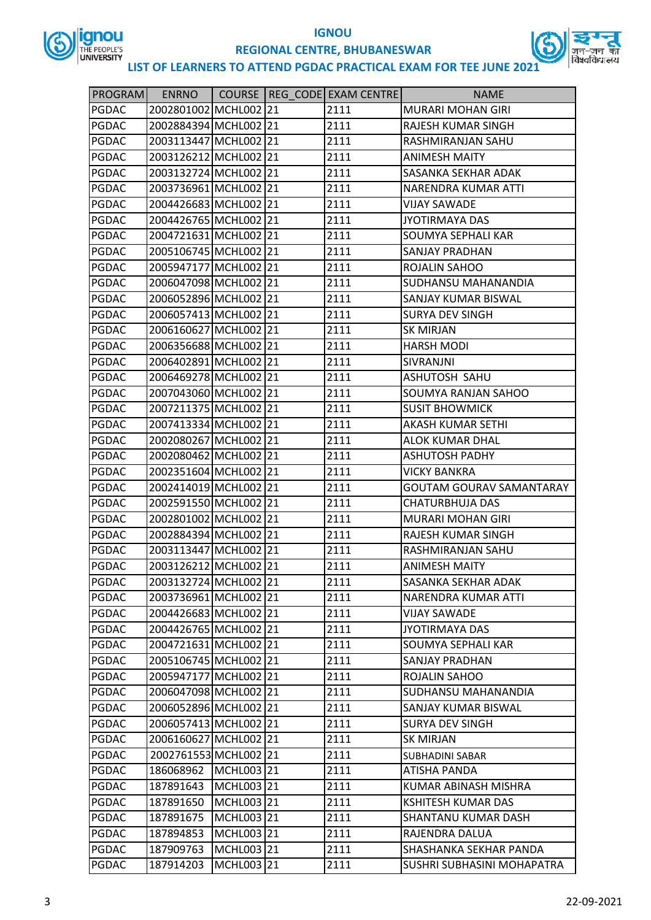# IGNOU

## REGIONAL CENTRE, BHUBANESWAR

### LIST OF LEARNERS TO ATTEND PGDAC PRACTICAL EXAM FOR TEE JUNE 2021

| PROGRAM | ENRNO | COURSE | REG_CODE | EXAM CENTRE | NAME |
|---|---|---|---|---|---|
| PGDAC | 2002801002 | MCHL002 | 21 | 2111 | MURARI MOHAN GIRI |
| PGDAC | 2002884394 | MCHL002 | 21 | 2111 | RAJESH KUMAR SINGH |
| PGDAC | 2003113447 | MCHL002 | 21 | 2111 | RASHMIRANJAN SAHU |
| PGDAC | 2003126212 | MCHL002 | 21 | 2111 | ANIMESH MAITY |
| PGDAC | 2003132724 | MCHL002 | 21 | 2111 | SASANKA SEKHAR ADAK |
| PGDAC | 2003736961 | MCHL002 | 21 | 2111 | NARENDRA KUMAR ATTI |
| PGDAC | 2004426683 | MCHL002 | 21 | 2111 | VIJAY SAWADE |
| PGDAC | 2004426765 | MCHL002 | 21 | 2111 | JYOTIRMAYA DAS |
| PGDAC | 2004721631 | MCHL002 | 21 | 2111 | SOUMYA SEPHALI KAR |
| PGDAC | 2005106745 | MCHL002 | 21 | 2111 | SANJAY PRADHAN |
| PGDAC | 2005947177 | MCHL002 | 21 | 2111 | ROJALIN SAHOO |
| PGDAC | 2006047098 | MCHL002 | 21 | 2111 | SUDHANSU MAHANANDIA |
| PGDAC | 2006052896 | MCHL002 | 21 | 2111 | SANJAY KUMAR BISWAL |
| PGDAC | 2006057413 | MCHL002 | 21 | 2111 | SURYA DEV SINGH |
| PGDAC | 2006160627 | MCHL002 | 21 | 2111 | SK MIRJAN |
| PGDAC | 2006356688 | MCHL002 | 21 | 2111 | HARSH MODI |
| PGDAC | 2006402891 | MCHL002 | 21 | 2111 | SIVRANJNI |
| PGDAC | 2006469278 | MCHL002 | 21 | 2111 | ASHUTOSH SAHU |
| PGDAC | 2007043060 | MCHL002 | 21 | 2111 | SOUMYA RANJAN SAHOO |
| PGDAC | 2007211375 | MCHL002 | 21 | 2111 | SUSIT BHOWMICK |
| PGDAC | 2007413334 | MCHL002 | 21 | 2111 | AKASH KUMAR SETHI |
| PGDAC | 2002080267 | MCHL002 | 21 | 2111 | ALOK KUMAR DHAL |
| PGDAC | 2002080462 | MCHL002 | 21 | 2111 | ASHUTOSH PADHY |
| PGDAC | 2002351604 | MCHL002 | 21 | 2111 | VICKY BANKRA |
| PGDAC | 2002414019 | MCHL002 | 21 | 2111 | GOUTAM GOURAV SAMANTARAY |
| PGDAC | 2002591550 | MCHL002 | 21 | 2111 | CHATURBHUJA DAS |
| PGDAC | 2002801002 | MCHL002 | 21 | 2111 | MURARI MOHAN GIRI |
| PGDAC | 2002884394 | MCHL002 | 21 | 2111 | RAJESH KUMAR SINGH |
| PGDAC | 2003113447 | MCHL002 | 21 | 2111 | RASHMIRANJAN SAHU |
| PGDAC | 2003126212 | MCHL002 | 21 | 2111 | ANIMESH MAITY |
| PGDAC | 2003132724 | MCHL002 | 21 | 2111 | SASANKA SEKHAR ADAK |
| PGDAC | 2003736961 | MCHL002 | 21 | 2111 | NARENDRA KUMAR ATTI |
| PGDAC | 2004426683 | MCHL002 | 21 | 2111 | VIJAY SAWADE |
| PGDAC | 2004426765 | MCHL002 | 21 | 2111 | JYOTIRMAYA DAS |
| PGDAC | 2004721631 | MCHL002 | 21 | 2111 | SOUMYA SEPHALI KAR |
| PGDAC | 2005106745 | MCHL002 | 21 | 2111 | SANJAY PRADHAN |
| PGDAC | 2005947177 | MCHL002 | 21 | 2111 | ROJALIN SAHOO |
| PGDAC | 2006047098 | MCHL002 | 21 | 2111 | SUDHANSU MAHANANDIA |
| PGDAC | 2006052896 | MCHL002 | 21 | 2111 | SANJAY KUMAR BISWAL |
| PGDAC | 2006057413 | MCHL002 | 21 | 2111 | SURYA DEV SINGH |
| PGDAC | 2006160627 | MCHL002 | 21 | 2111 | SK MIRJAN |
| PGDAC | 2002761553 | MCHL002 | 21 | 2111 | SUBHADINI SABAR |
| PGDAC | 186068962 | MCHL003 | 21 | 2111 | ATISHA PANDA |
| PGDAC | 187891643 | MCHL003 | 21 | 2111 | KUMAR ABINASH MISHRA |
| PGDAC | 187891650 | MCHL003 | 21 | 2111 | KSHITESH KUMAR DAS |
| PGDAC | 187891675 | MCHL003 | 21 | 2111 | SHANTANU KUMAR DASH |
| PGDAC | 187894853 | MCHL003 | 21 | 2111 | RAJENDRA DALUA |
| PGDAC | 187909763 | MCHL003 | 21 | 2111 | SHASHANKA SEKHAR PANDA |
| PGDAC | 187914203 | MCHL003 | 21 | 2111 | SUSHRI SUBHASINI MOHAPATRA |

22-09-2021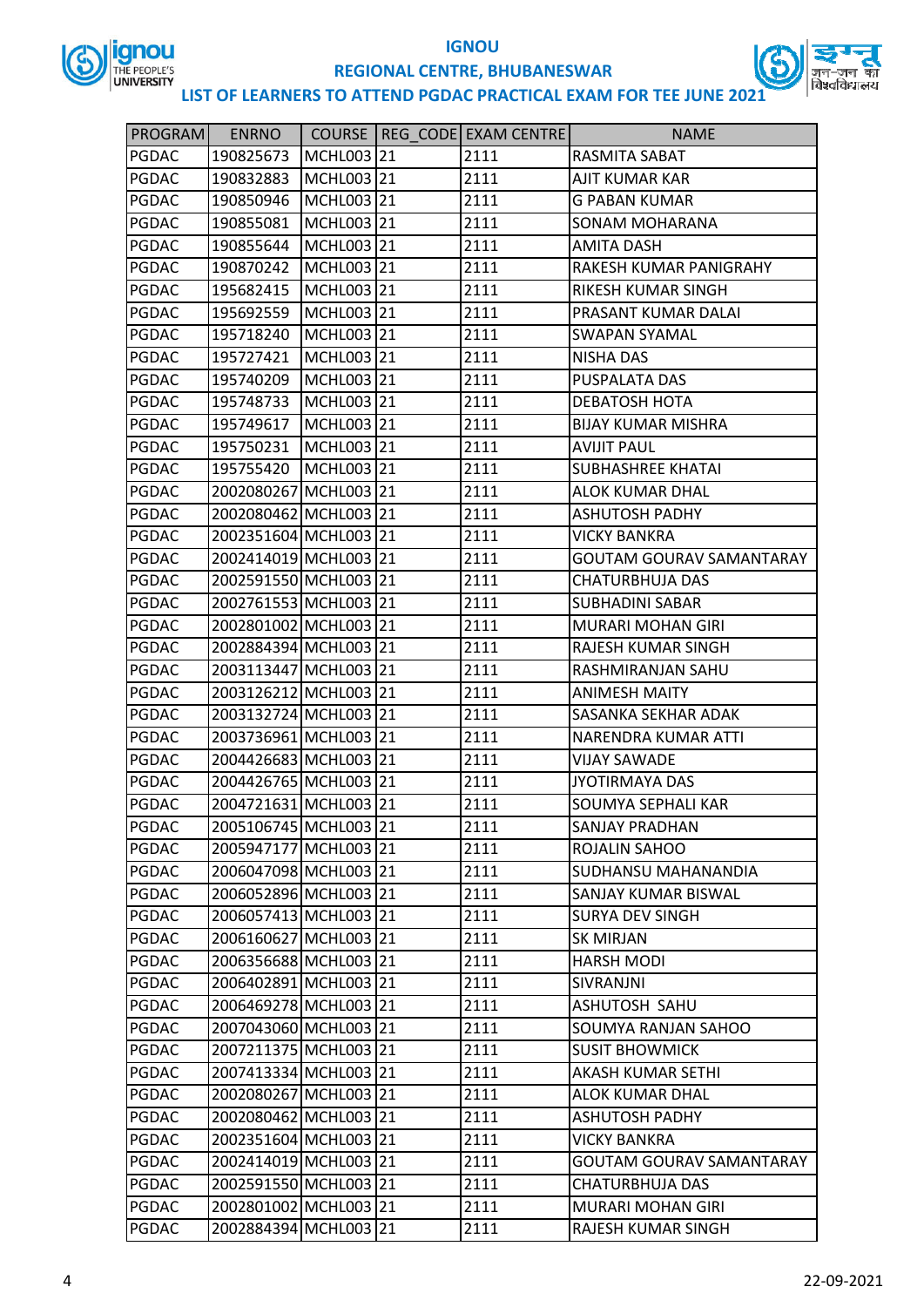# IGNOU

## REGIONAL CENTRE, BHUBANESWAR

### LIST OF LEARNERS TO ATTEND PGDAC PRACTICAL EXAM FOR TEE JUNE 2021

| PROGRAM | ENRNO | COURSE | REG_CODE | EXAM CENTRE | NAME |
|---|---|---|---|---|---|
| PGDAC | 190825673 | MCHL003 | 21 | 2111 | RASMITA SABAT |
| PGDAC | 190832883 | MCHL003 | 21 | 2111 | AJIT KUMAR KAR |
| PGDAC | 190850946 | MCHL003 | 21 | 2111 | G PABAN KUMAR |
| PGDAC | 190855081 | MCHL003 | 21 | 2111 | SONAM MOHARANA |
| PGDAC | 190855644 | MCHL003 | 21 | 2111 | AMITA DASH |
| PGDAC | 190870242 | MCHL003 | 21 | 2111 | RAKESH KUMAR PANIGRAHY |
| PGDAC | 195682415 | MCHL003 | 21 | 2111 | RIKESH KUMAR SINGH |
| PGDAC | 195692559 | MCHL003 | 21 | 2111 | PRASANT KUMAR DALAI |
| PGDAC | 195718240 | MCHL003 | 21 | 2111 | SWAPAN SYAMAL |
| PGDAC | 195727421 | MCHL003 | 21 | 2111 | NISHA DAS |
| PGDAC | 195740209 | MCHL003 | 21 | 2111 | PUSPALATA DAS |
| PGDAC | 195748733 | MCHL003 | 21 | 2111 | DEBATOSH HOTA |
| PGDAC | 195749617 | MCHL003 | 21 | 2111 | BIJAY KUMAR MISHRA |
| PGDAC | 195750231 | MCHL003 | 21 | 2111 | AVIJIT PAUL |
| PGDAC | 195755420 | MCHL003 | 21 | 2111 | SUBHASHREE KHATAI |
| PGDAC | 2002080267 | MCHL003 | 21 | 2111 | ALOK KUMAR DHAL |
| PGDAC | 2002080462 | MCHL003 | 21 | 2111 | ASHUTOSH PADHY |
| PGDAC | 2002351604 | MCHL003 | 21 | 2111 | VICKY BANKRA |
| PGDAC | 2002414019 | MCHL003 | 21 | 2111 | GOUTAM GOURAV SAMANTARAY |
| PGDAC | 2002591550 | MCHL003 | 21 | 2111 | CHATURBHUJA DAS |
| PGDAC | 2002761553 | MCHL003 | 21 | 2111 | SUBHADINI SABAR |
| PGDAC | 2002801002 | MCHL003 | 21 | 2111 | MURARI MOHAN GIRI |
| PGDAC | 2002884394 | MCHL003 | 21 | 2111 | RAJESH KUMAR SINGH |
| PGDAC | 2003113447 | MCHL003 | 21 | 2111 | RASHMIRANJAN SAHU |
| PGDAC | 2003126212 | MCHL003 | 21 | 2111 | ANIMESH MAITY |
| PGDAC | 2003132724 | MCHL003 | 21 | 2111 | SASANKA SEKHAR ADAK |
| PGDAC | 2003736961 | MCHL003 | 21 | 2111 | NARENDRA KUMAR ATTI |
| PGDAC | 2004426683 | MCHL003 | 21 | 2111 | VIJAY SAWADE |
| PGDAC | 2004426765 | MCHL003 | 21 | 2111 | JYOTIRMAYA DAS |
| PGDAC | 2004721631 | MCHL003 | 21 | 2111 | SOUMYA SEPHALI KAR |
| PGDAC | 2005106745 | MCHL003 | 21 | 2111 | SANJAY PRADHAN |
| PGDAC | 2005947177 | MCHL003 | 21 | 2111 | ROJALIN SAHOO |
| PGDAC | 2006047098 | MCHL003 | 21 | 2111 | SUDHANSU MAHANANDIA |
| PGDAC | 2006052896 | MCHL003 | 21 | 2111 | SANJAY KUMAR BISWAL |
| PGDAC | 2006057413 | MCHL003 | 21 | 2111 | SURYA DEV SINGH |
| PGDAC | 2006160627 | MCHL003 | 21 | 2111 | SK MIRJAN |
| PGDAC | 2006356688 | MCHL003 | 21 | 2111 | HARSH MODI |
| PGDAC | 2006402891 | MCHL003 | 21 | 2111 | SIVRANJNI |
| PGDAC | 2006469278 | MCHL003 | 21 | 2111 | ASHUTOSH SAHU |
| PGDAC | 2007043060 | MCHL003 | 21 | 2111 | SOUMYA RANJAN SAHOO |
| PGDAC | 2007211375 | MCHL003 | 21 | 2111 | SUSIT BHOWMICK |
| PGDAC | 2007413334 | MCHL003 | 21 | 2111 | AKASH KUMAR SETHI |
| PGDAC | 2002080267 | MCHL003 | 21 | 2111 | ALOK KUMAR DHAL |
| PGDAC | 2002080462 | MCHL003 | 21 | 2111 | ASHUTOSH PADHY |
| PGDAC | 2002351604 | MCHL003 | 21 | 2111 | VICKY BANKRA |
| PGDAC | 2002414019 | MCHL003 | 21 | 2111 | GOUTAM GOURAV SAMANTARAY |
| PGDAC | 2002591550 | MCHL003 | 21 | 2111 | CHATURBHUJA DAS |
| PGDAC | 2002801002 | MCHL003 | 21 | 2111 | MURARI MOHAN GIRI |
| PGDAC | 2002884394 | MCHL003 | 21 | 2111 | RAJESH KUMAR SINGH |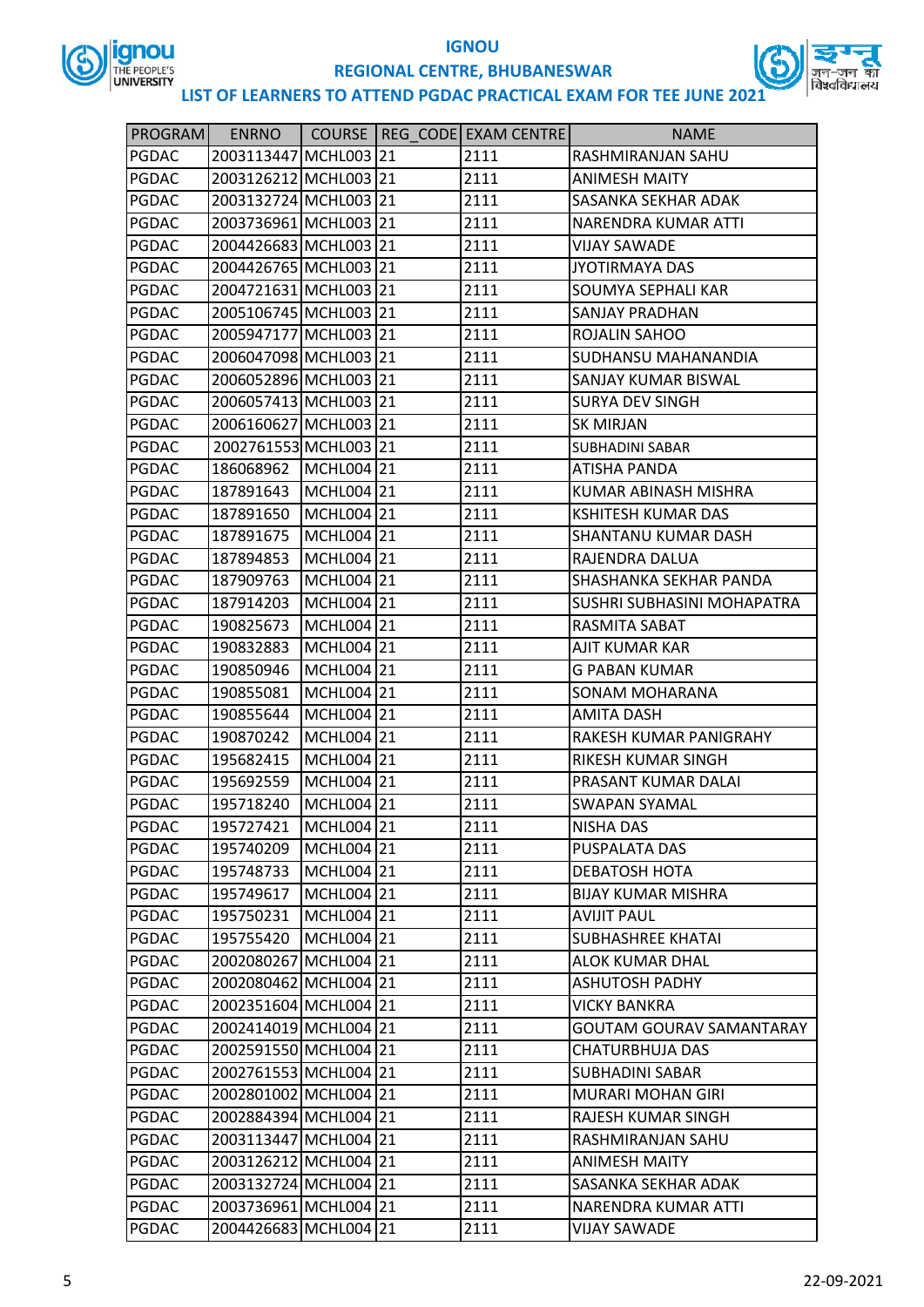# IGNOU

## REGIONAL CENTRE, BHUBANESWAR

### LIST OF LEARNERS TO ATTEND PGDAC PRACTICAL EXAM FOR TEE JUNE 2021

| PROGRAM | ENRNO | COURSE | REG_CODE | EXAM CENTRE | NAME |
|---|---|---|---|---|---|
| PGDAC | 2003113447 | MCHL003 | 21 | 2111 | RASHMIRANJAN SAHU |
| PGDAC | 2003126212 | MCHL003 | 21 | 2111 | ANIMESH MAITY |
| PGDAC | 2003132724 | MCHL003 | 21 | 2111 | SASANKA SEKHAR ADAK |
| PGDAC | 2003736961 | MCHL003 | 21 | 2111 | NARENDRA KUMAR ATTI |
| PGDAC | 2004426683 | MCHL003 | 21 | 2111 | VIJAY SAWADE |
| PGDAC | 2004426765 | MCHL003 | 21 | 2111 | JYOTIRMAYA DAS |
| PGDAC | 2004721631 | MCHL003 | 21 | 2111 | SOUMYA SEPHALI KAR |
| PGDAC | 2005106745 | MCHL003 | 21 | 2111 | SANJAY PRADHAN |
| PGDAC | 2005947177 | MCHL003 | 21 | 2111 | ROJALIN SAHOO |
| PGDAC | 2006047098 | MCHL003 | 21 | 2111 | SUDHANSU MAHANANDIA |
| PGDAC | 2006052896 | MCHL003 | 21 | 2111 | SANJAY KUMAR BISWAL |
| PGDAC | 2006057413 | MCHL003 | 21 | 2111 | SURYA DEV SINGH |
| PGDAC | 2006160627 | MCHL003 | 21 | 2111 | SK MIRJAN |
| PGDAC | 2002761553 | MCHL003 | 21 | 2111 | SUBHADINI SABAR |
| PGDAC | 186068962 | MCHL004 | 21 | 2111 | ATISHA PANDA |
| PGDAC | 187891643 | MCHL004 | 21 | 2111 | KUMAR ABINASH MISHRA |
| PGDAC | 187891650 | MCHL004 | 21 | 2111 | KSHITESH KUMAR DAS |
| PGDAC | 187891675 | MCHL004 | 21 | 2111 | SHANTANU KUMAR DASH |
| PGDAC | 187894853 | MCHL004 | 21 | 2111 | RAJENDRA DALUA |
| PGDAC | 187909763 | MCHL004 | 21 | 2111 | SHASHANKA SEKHAR PANDA |
| PGDAC | 187914203 | MCHL004 | 21 | 2111 | SUSHRI SUBHASINI MOHAPATRA |
| PGDAC | 190825673 | MCHL004 | 21 | 2111 | RASMITA SABAT |
| PGDAC | 190832883 | MCHL004 | 21 | 2111 | AJIT KUMAR KAR |
| PGDAC | 190850946 | MCHL004 | 21 | 2111 | G PABAN KUMAR |
| PGDAC | 190855081 | MCHL004 | 21 | 2111 | SONAM MOHARANA |
| PGDAC | 190855644 | MCHL004 | 21 | 2111 | AMITA DASH |
| PGDAC | 190870242 | MCHL004 | 21 | 2111 | RAKESH KUMAR PANIGRAHY |
| PGDAC | 195682415 | MCHL004 | 21 | 2111 | RIKESH KUMAR SINGH |
| PGDAC | 195692559 | MCHL004 | 21 | 2111 | PRASANT KUMAR DALAI |
| PGDAC | 195718240 | MCHL004 | 21 | 2111 | SWAPAN SYAMAL |
| PGDAC | 195727421 | MCHL004 | 21 | 2111 | NISHA DAS |
| PGDAC | 195740209 | MCHL004 | 21 | 2111 | PUSPALATA DAS |
| PGDAC | 195748733 | MCHL004 | 21 | 2111 | DEBATOSH HOTA |
| PGDAC | 195749617 | MCHL004 | 21 | 2111 | BIJAY KUMAR MISHRA |
| PGDAC | 195750231 | MCHL004 | 21 | 2111 | AVIJIT PAUL |
| PGDAC | 195755420 | MCHL004 | 21 | 2111 | SUBHASHREE KHATAI |
| PGDAC | 2002080267 | MCHL004 | 21 | 2111 | ALOK KUMAR DHAL |
| PGDAC | 2002080462 | MCHL004 | 21 | 2111 | ASHUTOSH PADHY |
| PGDAC | 2002351604 | MCHL004 | 21 | 2111 | VICKY BANKRA |
| PGDAC | 2002414019 | MCHL004 | 21 | 2111 | GOUTAM GOURAV SAMANTARAY |
| PGDAC | 2002591550 | MCHL004 | 21 | 2111 | CHATURBHUJA DAS |
| PGDAC | 2002761553 | MCHL004 | 21 | 2111 | SUBHADINI SABAR |
| PGDAC | 2002801002 | MCHL004 | 21 | 2111 | MURARI MOHAN GIRI |
| PGDAC | 2002884394 | MCHL004 | 21 | 2111 | RAJESH KUMAR SINGH |
| PGDAC | 2003113447 | MCHL004 | 21 | 2111 | RASHMIRANJAN SAHU |
| PGDAC | 2003126212 | MCHL004 | 21 | 2111 | ANIMESH MAITY |
| PGDAC | 2003132724 | MCHL004 | 21 | 2111 | SASANKA SEKHAR ADAK |
| PGDAC | 2003736961 | MCHL004 | 21 | 2111 | NARENDRA KUMAR ATTI |
| PGDAC | 2004426683 | MCHL004 | 21 | 2111 | VIJAY SAWADE |

22-09-2021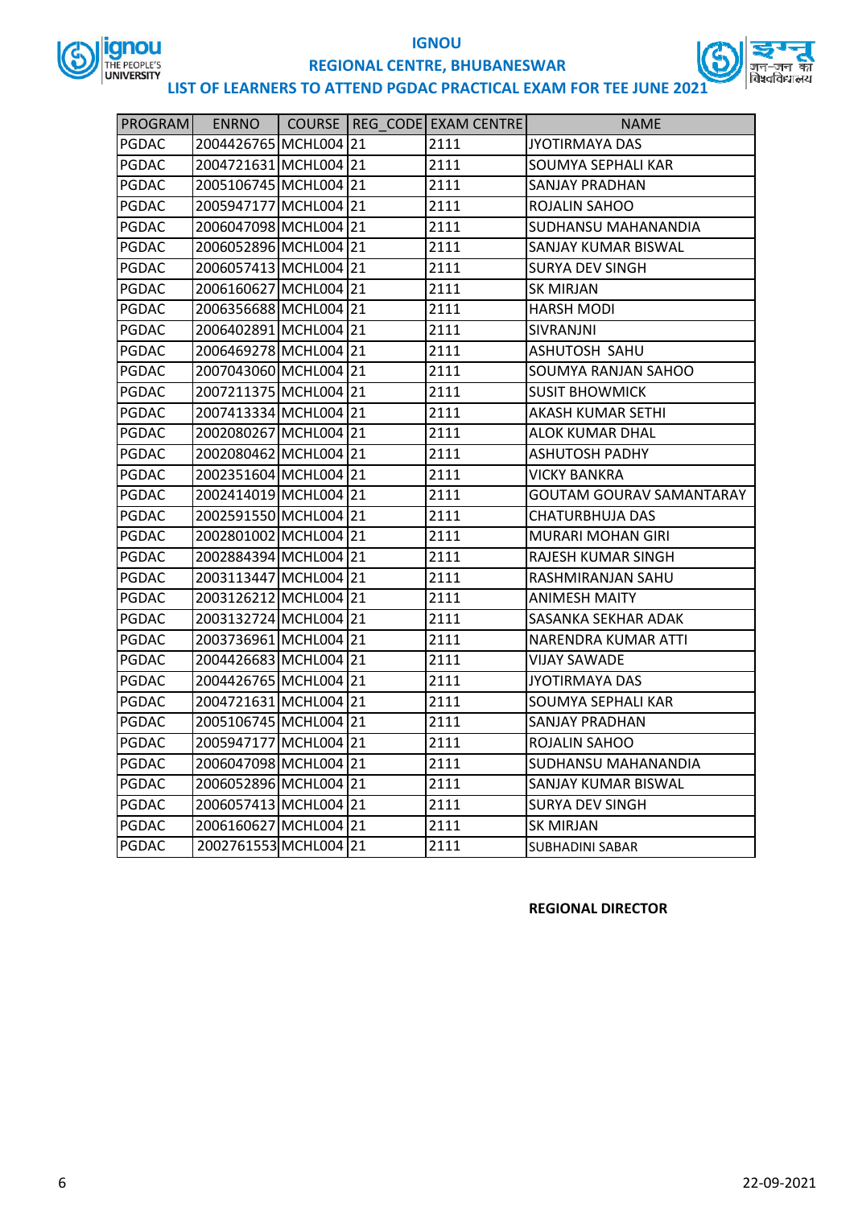# IGNOU

## REGIONAL CENTRE, BHUBANESWAR

### LIST OF LEARNERS TO ATTEND PGDAC PRACTICAL EXAM FOR TEE JUNE 2021

| PROGRAM | ENRNO | COURSE | REG_CODE | EXAM CENTRE | NAME |
|---|---|---|---|---|---|
| PGDAC | 2004426765 | MCHL004 | 21 | 2111 | JYOTIRMAYA DAS |
| PGDAC | 2004721631 | MCHL004 | 21 | 2111 | SOUMYA SEPHALI KAR |
| PGDAC | 2005106745 | MCHL004 | 21 | 2111 | SANJAY PRADHAN |
| PGDAC | 2005947177 | MCHL004 | 21 | 2111 | ROJALIN SAHOO |
| PGDAC | 2006047098 | MCHL004 | 21 | 2111 | SUDHANSU MAHANANDIA |
| PGDAC | 2006052896 | MCHL004 | 21 | 2111 | SANJAY KUMAR BISWAL |
| PGDAC | 2006057413 | MCHL004 | 21 | 2111 | SURYA DEV SINGH |
| PGDAC | 2006160627 | MCHL004 | 21 | 2111 | SK MIRJAN |
| PGDAC | 2006356688 | MCHL004 | 21 | 2111 | HARSH MODI |
| PGDAC | 2006402891 | MCHL004 | 21 | 2111 | SIVRANJNI |
| PGDAC | 2006469278 | MCHL004 | 21 | 2111 | ASHUTOSH SAHU |
| PGDAC | 2007043060 | MCHL004 | 21 | 2111 | SOUMYA RANJAN SAHOO |
| PGDAC | 2007211375 | MCHL004 | 21 | 2111 | SUSIT BHOWMICK |
| PGDAC | 2007413334 | MCHL004 | 21 | 2111 | AKASH KUMAR SETHI |
| PGDAC | 2002080267 | MCHL004 | 21 | 2111 | ALOK KUMAR DHAL |
| PGDAC | 2002080462 | MCHL004 | 21 | 2111 | ASHUTOSH PADHY |
| PGDAC | 2002351604 | MCHL004 | 21 | 2111 | VICKY BANKRA |
| PGDAC | 2002414019 | MCHL004 | 21 | 2111 | GOUTAM GOURAV SAMANTARAY |
| PGDAC | 2002591550 | MCHL004 | 21 | 2111 | CHATURBHUJA DAS |
| PGDAC | 2002801002 | MCHL004 | 21 | 2111 | MURARI MOHAN GIRI |
| PGDAC | 2002884394 | MCHL004 | 21 | 2111 | RAJESH KUMAR SINGH |
| PGDAC | 2003113447 | MCHL004 | 21 | 2111 | RASHMIRANJAN SAHU |
| PGDAC | 2003126212 | MCHL004 | 21 | 2111 | ANIMESH MAITY |
| PGDAC | 2003132724 | MCHL004 | 21 | 2111 | SASANKA SEKHAR ADAK |
| PGDAC | 2003736961 | MCHL004 | 21 | 2111 | NARENDRA KUMAR ATTI |
| PGDAC | 2004426683 | MCHL004 | 21 | 2111 | VIJAY SAWADE |
| PGDAC | 2004426765 | MCHL004 | 21 | 2111 | JYOTIRMAYA DAS |
| PGDAC | 2004721631 | MCHL004 | 21 | 2111 | SOUMYA SEPHALI KAR |
| PGDAC | 2005106745 | MCHL004 | 21 | 2111 | SANJAY PRADHAN |
| PGDAC | 2005947177 | MCHL004 | 21 | 2111 | ROJALIN SAHOO |
| PGDAC | 2006047098 | MCHL004 | 21 | 2111 | SUDHANSU MAHANANDIA |
| PGDAC | 2006052896 | MCHL004 | 21 | 2111 | SANJAY KUMAR BISWAL |
| PGDAC | 2006057413 | MCHL004 | 21 | 2111 | SURYA DEV SINGH |
| PGDAC | 2006160627 | MCHL004 | 21 | 2111 | SK MIRJAN |
| PGDAC | 2002761553 | MCHL004 | 21 | 2111 | SUBHADINI SABAR |

**REGIONAL DIRECTOR**

22-09-2021